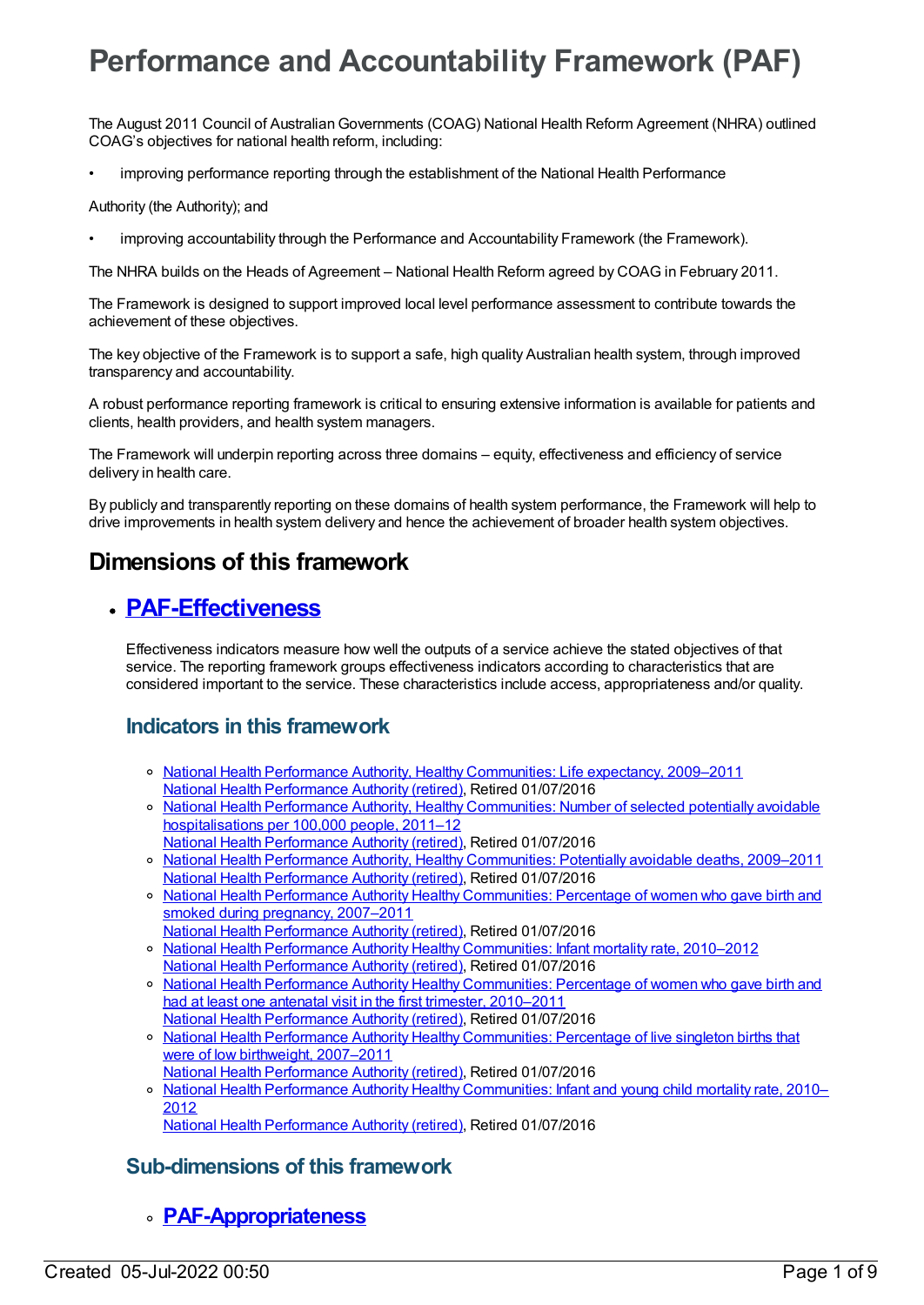# Performance and Accountability Framework (PAF)

The August 2011 Council of Australian Governments (COAG) National Health Reform Agreement (NHRA) outlined COAG's objectives for national health reform, including:

- improving performance reporting through the establishment of the National Health Performance

Authority (the Authority); and

- improving accountability through the Performance and Accountability Framework (the Framework).

The NHRA builds on the Heads of Agreement – National Health Reform agreed by COAG in February 2011.

The Framework is designed to support improved local level performance assessment to contribute towards the achievement of these objectives.

The key objective of the Framework is to support a safe, high quality Australian health system, through improved transparency and accountability.

A robust performance reporting framework is critical to ensuring extensive information is available for patients and clients, health providers, and health system managers.

The Framework will underpin reporting across three domains – equity, effectiveness and efficiency of service delivery in health care.

By publicly and transparently reporting on these domains of health system performance, the Framework will help to drive improvements in health system delivery and hence the achievement of broader health system objectives.

## Dimensions of this framework

- ## PAF-Effectiveness

  Effectiveness indicators measure how well the outputs of a service achieve the stated objectives of that service. The reporting framework groups effectiveness indicators according to characteristics that are considered important to the service. These characteristics include access, appropriateness and/or quality.

  ### Indicators in this framework

  - National Health Performance Authority, Healthy Communities: Life expectancy, 2009–2011
    National Health Performance Authority (retired), Retired 01/07/2016
  - National Health Performance Authority, Healthy Communities: Number of selected potentially avoidable hospitalisations per 100,000 people, 2011–12
    National Health Performance Authority (retired), Retired 01/07/2016
  - National Health Performance Authority, Healthy Communities: Potentially avoidable deaths, 2009–2011
    National Health Performance Authority (retired), Retired 01/07/2016
  - National Health Performance Authority Healthy Communities: Percentage of women who gave birth and smoked during pregnancy, 2007–2011
    National Health Performance Authority (retired), Retired 01/07/2016
  - National Health Performance Authority Healthy Communities: Infant mortality rate, 2010–2012
    National Health Performance Authority (retired), Retired 01/07/2016
  - National Health Performance Authority Healthy Communities: Percentage of women who gave birth and had at least one antenatal visit in the first trimester, 2010–2011
    National Health Performance Authority (retired), Retired 01/07/2016
  - National Health Performance Authority Healthy Communities: Percentage of live singleton births that were of low birthweight, 2007–2011
    National Health Performance Authority (retired), Retired 01/07/2016
  - National Health Performance Authority Healthy Communities: Infant and young child mortality rate, 2010–2012
    National Health Performance Authority (retired), Retired 01/07/2016

  ### Sub-dimensions of this framework

  - ## PAF-Appropriateness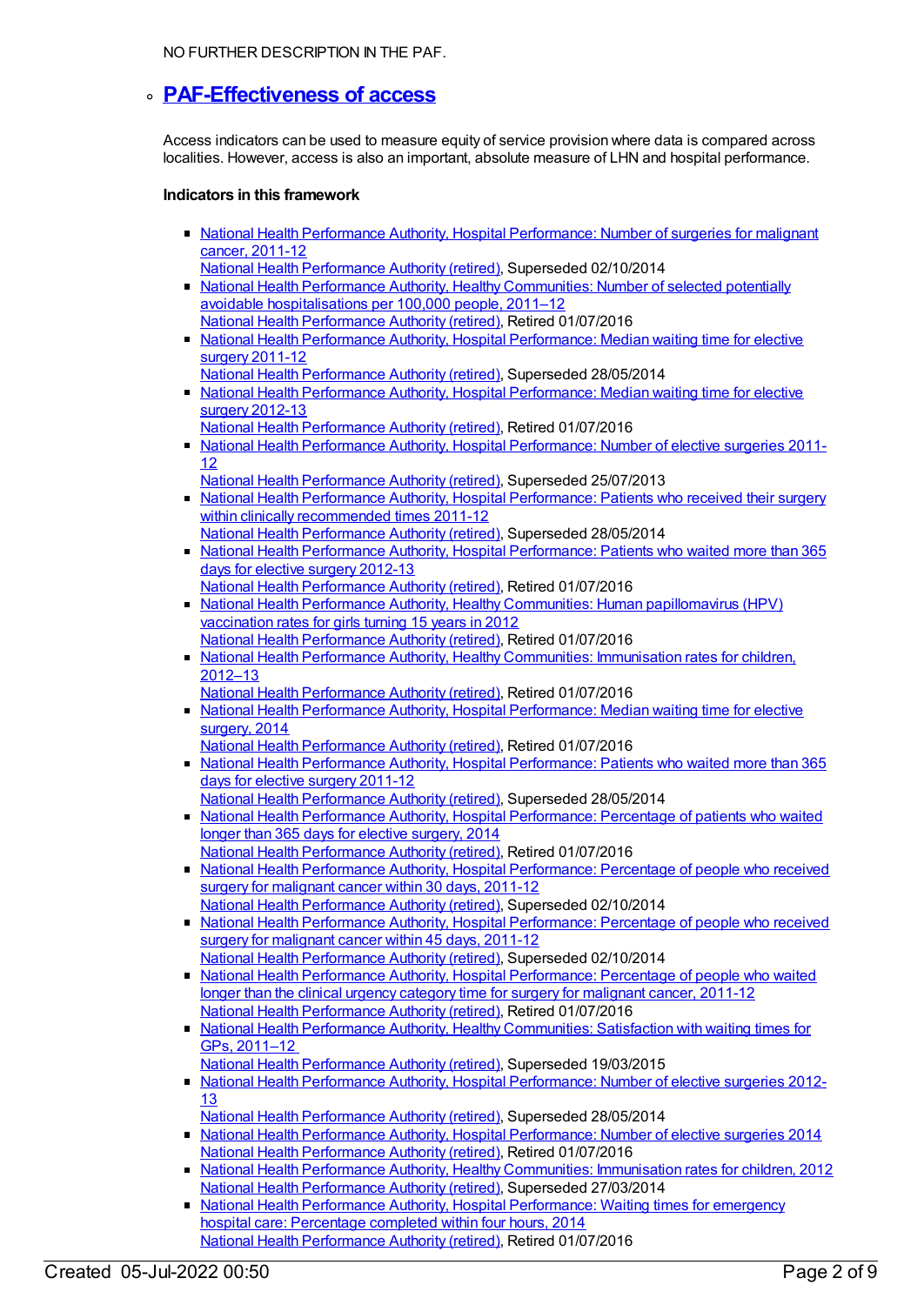NO FURTHER DESCRIPTION IN THE PAF.

- ### PAF-Effectiveness of access

  Access indicators can be used to measure equity of service provision where data is compared across localities. However, access is also an important, absolute measure of LHN and hospital performance.

  **Indicators in this framework**

  - National Health Performance Authority, Hospital Performance: Number of surgeries for malignant cancer, 2011-12
    National Health Performance Authority (retired), Superseded 02/10/2014
  - National Health Performance Authority, Healthy Communities: Number of selected potentially avoidable hospitalisations per 100,000 people, 2011–12
    National Health Performance Authority (retired), Retired 01/07/2016
  - National Health Performance Authority, Hospital Performance: Median waiting time for elective surgery 2011-12
    National Health Performance Authority (retired), Superseded 28/05/2014
  - National Health Performance Authority, Hospital Performance: Median waiting time for elective surgery 2012-13
    National Health Performance Authority (retired), Retired 01/07/2016
  - National Health Performance Authority, Hospital Performance: Number of elective surgeries 2011-12
    National Health Performance Authority (retired), Superseded 25/07/2013
  - National Health Performance Authority, Hospital Performance: Patients who received their surgery within clinically recommended times 2011-12
    National Health Performance Authority (retired), Superseded 28/05/2014
  - National Health Performance Authority, Hospital Performance: Patients who waited more than 365 days for elective surgery 2012-13
    National Health Performance Authority (retired), Retired 01/07/2016
  - National Health Performance Authority, Healthy Communities: Human papillomavirus (HPV) vaccination rates for girls turning 15 years in 2012
    National Health Performance Authority (retired), Retired 01/07/2016
  - National Health Performance Authority, Healthy Communities: Immunisation rates for children, 2012–13
    National Health Performance Authority (retired), Retired 01/07/2016
  - National Health Performance Authority, Hospital Performance: Median waiting time for elective surgery, 2014
    National Health Performance Authority (retired), Retired 01/07/2016
  - National Health Performance Authority, Hospital Performance: Patients who waited more than 365 days for elective surgery 2011-12
    National Health Performance Authority (retired), Superseded 28/05/2014
  - National Health Performance Authority, Hospital Performance: Percentage of patients who waited longer than 365 days for elective surgery, 2014
    National Health Performance Authority (retired), Retired 01/07/2016
  - National Health Performance Authority, Hospital Performance: Percentage of people who received surgery for malignant cancer within 30 days, 2011-12
    National Health Performance Authority (retired), Superseded 02/10/2014
  - National Health Performance Authority, Hospital Performance: Percentage of people who received surgery for malignant cancer within 45 days, 2011-12
    National Health Performance Authority (retired), Superseded 02/10/2014
  - National Health Performance Authority, Hospital Performance: Percentage of people who waited longer than the clinical urgency category time for surgery for malignant cancer, 2011-12
    National Health Performance Authority (retired), Retired 01/07/2016
  - National Health Performance Authority, Healthy Communities: Satisfaction with waiting times for GPs, 2011–12
    National Health Performance Authority (retired), Superseded 19/03/2015
  - National Health Performance Authority, Hospital Performance: Number of elective surgeries 2012-13
    National Health Performance Authority (retired), Superseded 28/05/2014
  - National Health Performance Authority, Hospital Performance: Number of elective surgeries 2014
    National Health Performance Authority (retired), Retired 01/07/2016
  - National Health Performance Authority, Healthy Communities: Immunisation rates for children, 2012
    National Health Performance Authority (retired), Superseded 27/03/2014
  - National Health Performance Authority, Hospital Performance: Waiting times for emergency hospital care: Percentage completed within four hours, 2014
    National Health Performance Authority (retired), Retired 01/07/2016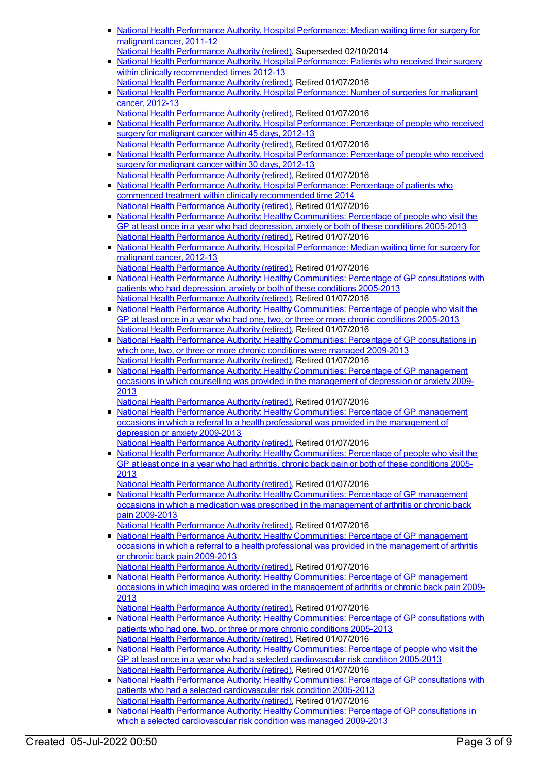- National Health Performance Authority, Hospital Performance: Median waiting time for surgery for malignant cancer, 2011-12
  National Health Performance Authority (retired), Superseded 02/10/2014
- National Health Performance Authority, Hospital Performance: Patients who received their surgery within clinically recommended times 2012-13
  National Health Performance Authority (retired), Retired 01/07/2016
- National Health Performance Authority, Hospital Performance: Number of surgeries for malignant cancer, 2012-13
  National Health Performance Authority (retired), Retired 01/07/2016
- National Health Performance Authority, Hospital Performance: Percentage of people who received surgery for malignant cancer within 45 days, 2012-13
  National Health Performance Authority (retired), Retired 01/07/2016
- National Health Performance Authority, Hospital Performance: Percentage of people who received surgery for malignant cancer within 30 days, 2012-13
  National Health Performance Authority (retired), Retired 01/07/2016
- National Health Performance Authority, Hospital Performance: Percentage of patients who commenced treatment within clinically recommended time 2014
  National Health Performance Authority (retired), Retired 01/07/2016
- National Health Performance Authority, Healthy Communities: Percentage of people who visit the GP at least once in a year who had depression, anxiety or both of these conditions 2005-2013
  National Health Performance Authority (retired), Retired 01/07/2016
- National Health Performance Authority, Hospital Performance: Median waiting time for surgery for malignant cancer, 2012-13
  National Health Performance Authority (retired), Retired 01/07/2016
- National Health Performance Authority: Healthy Communities: Percentage of GP consultations with patients who had depression, anxiety or both of these conditions 2005-2013
  National Health Performance Authority (retired), Retired 01/07/2016
- National Health Performance Authority: Healthy Communities: Percentage of people who visit the GP at least once in a year who had one, two, or three or more chronic conditions 2005-2013
  National Health Performance Authority (retired), Retired 01/07/2016
- National Health Performance Authority: Healthy Communities: Percentage of GP consultations in which one, two, or three or more chronic conditions were managed 2009-2013
  National Health Performance Authority (retired), Retired 01/07/2016
- National Health Performance Authority: Healthy Communities: Percentage of GP management occasions in which counselling was provided in the management of depression or anxiety 2009-2013
  National Health Performance Authority (retired), Retired 01/07/2016
- National Health Performance Authority: Healthy Communities: Percentage of GP management occasions in which a referral to a health professional was provided in the management of depression or anxiety 2009-2013
  National Health Performance Authority (retired), Retired 01/07/2016
- National Health Performance Authority: Healthy Communities: Percentage of people who visit the GP at least once in a year who had arthritis, chronic back pain or both of these conditions 2005-2013
  National Health Performance Authority (retired), Retired 01/07/2016
- National Health Performance Authority: Healthy Communities: Percentage of GP management occasions in which a medication was prescribed in the management of arthritis or chronic back pain 2009-2013
  National Health Performance Authority (retired), Retired 01/07/2016
- National Health Performance Authority: Healthy Communities: Percentage of GP management occasions in which a referral to a health professional was provided in the management of arthritis or chronic back pain 2009-2013
  National Health Performance Authority (retired), Retired 01/07/2016
- National Health Performance Authority: Healthy Communities: Percentage of GP management occasions in which imaging was ordered in the management of arthritis or chronic back pain 2009-2013
  National Health Performance Authority (retired), Retired 01/07/2016
- National Health Performance Authority: Healthy Communities: Percentage of GP consultations with patients who had one, two, or three or more chronic conditions 2005-2013
  National Health Performance Authority (retired), Retired 01/07/2016
- National Health Performance Authority: Healthy Communities: Percentage of people who visit the GP at least once in a year who had a selected cardiovascular risk condition 2005-2013
  National Health Performance Authority (retired), Retired 01/07/2016
- National Health Performance Authority: Healthy Communities: Percentage of GP consultations with patients who had a selected cardiovascular risk condition 2005-2013
  National Health Performance Authority (retired), Retired 01/07/2016
- National Health Performance Authority: Healthy Communities: Percentage of GP consultations in which a selected cardiovascular risk condition was managed 2009-2013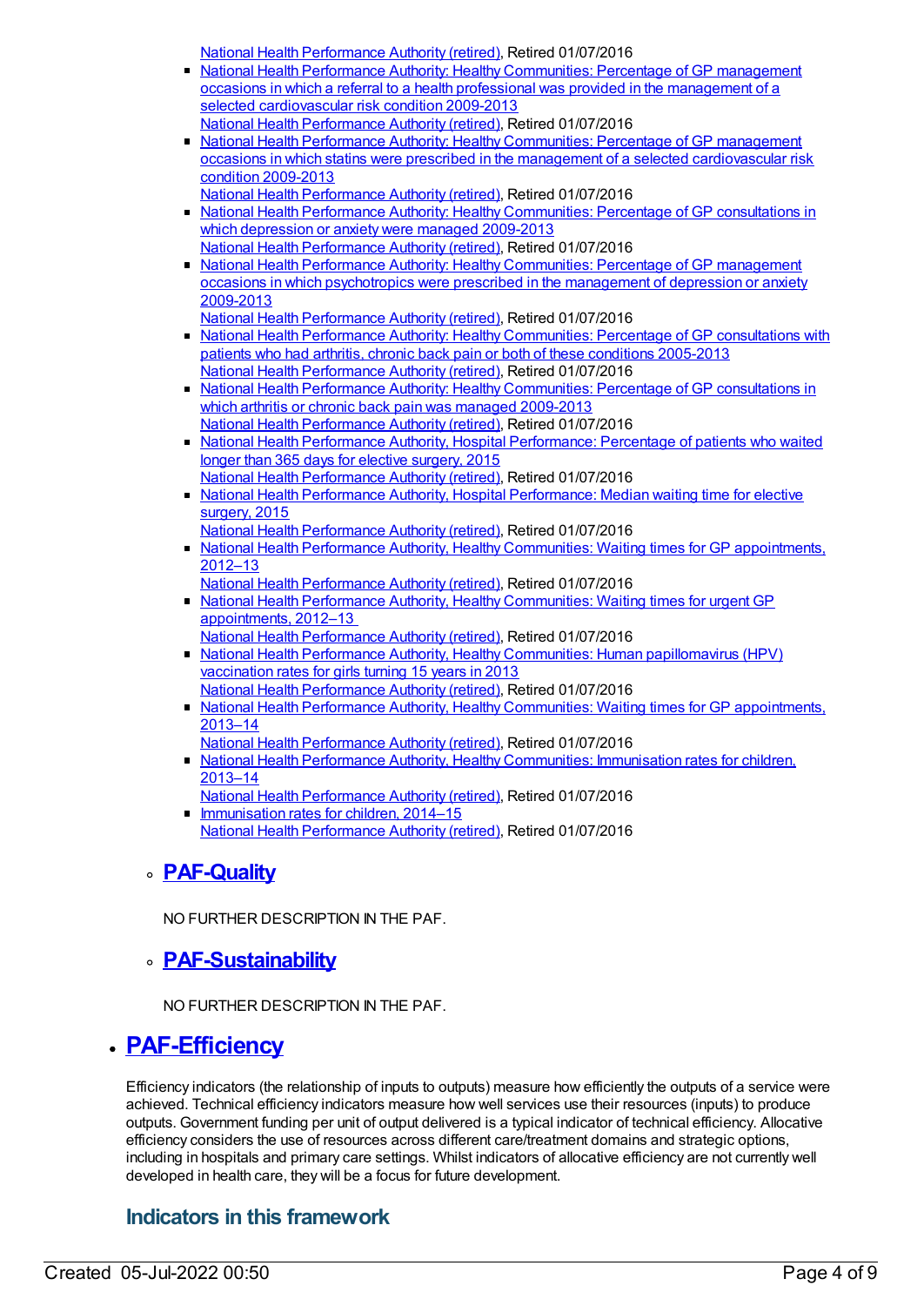National Health Performance Authority (retired), Retired 01/07/2016
    - National Health Performance Authority: Healthy Communities: Percentage of GP management occasions in which a referral to a health professional was provided in the management of a selected cardiovascular risk condition 2009-2013
      National Health Performance Authority (retired), Retired 01/07/2016
    - National Health Performance Authority: Healthy Communities: Percentage of GP management occasions in which statins were prescribed in the management of a selected cardiovascular risk condition 2009-2013
      National Health Performance Authority (retired), Retired 01/07/2016
    - National Health Performance Authority: Healthy Communities: Percentage of GP consultations in which depression or anxiety were managed 2009-2013
      National Health Performance Authority (retired), Retired 01/07/2016
    - National Health Performance Authority: Healthy Communities: Percentage of GP management occasions in which psychotropics were prescribed in the management of depression or anxiety 2009-2013
      National Health Performance Authority (retired), Retired 01/07/2016
    - National Health Performance Authority: Healthy Communities: Percentage of GP consultations with patients who had arthritis, chronic back pain or both of these conditions 2005-2013
      National Health Performance Authority (retired), Retired 01/07/2016
    - National Health Performance Authority: Healthy Communities: Percentage of GP consultations in which arthritis or chronic back pain was managed 2009-2013
      National Health Performance Authority (retired), Retired 01/07/2016
    - National Health Performance Authority, Hospital Performance: Percentage of patients who waited longer than 365 days for elective surgery, 2015
      National Health Performance Authority (retired), Retired 01/07/2016
    - National Health Performance Authority, Hospital Performance: Median waiting time for elective surgery, 2015
      National Health Performance Authority (retired), Retired 01/07/2016
    - National Health Performance Authority, Healthy Communities: Waiting times for GP appointments, 2012–13
      National Health Performance Authority (retired), Retired 01/07/2016
    - National Health Performance Authority, Healthy Communities: Waiting times for urgent GP appointments, 2012–13
      National Health Performance Authority (retired), Retired 01/07/2016
    - National Health Performance Authority, Healthy Communities: Human papillomavirus (HPV) vaccination rates for girls turning 15 years in 2013
      National Health Performance Authority (retired), Retired 01/07/2016
    - National Health Performance Authority, Healthy Communities: Waiting times for GP appointments, 2013–14
      National Health Performance Authority (retired), Retired 01/07/2016
    - National Health Performance Authority, Healthy Communities: Immunisation rates for children, 2013–14
      National Health Performance Authority (retired), Retired 01/07/2016
    - Immunisation rates for children, 2014–15
      National Health Performance Authority (retired), Retired 01/07/2016

  - ### PAF-Quality

    NO FURTHER DESCRIPTION IN THE PAF.

  - ### PAF-Sustainability

    NO FURTHER DESCRIPTION IN THE PAF.

- ## PAF-Efficiency

  Efficiency indicators (the relationship of inputs to outputs) measure how efficiently the outputs of a service were achieved. Technical efficiency indicators measure how well services use their resources (inputs) to produce outputs. Government funding per unit of output delivered is a typical indicator of technical efficiency. Allocative efficiency considers the use of resources across different care/treatment domains and strategic options, including in hospitals and primary care settings. Whilst indicators of allocative efficiency are not currently well developed in health care, they will be a focus for future development.

  ### Indicators in this framework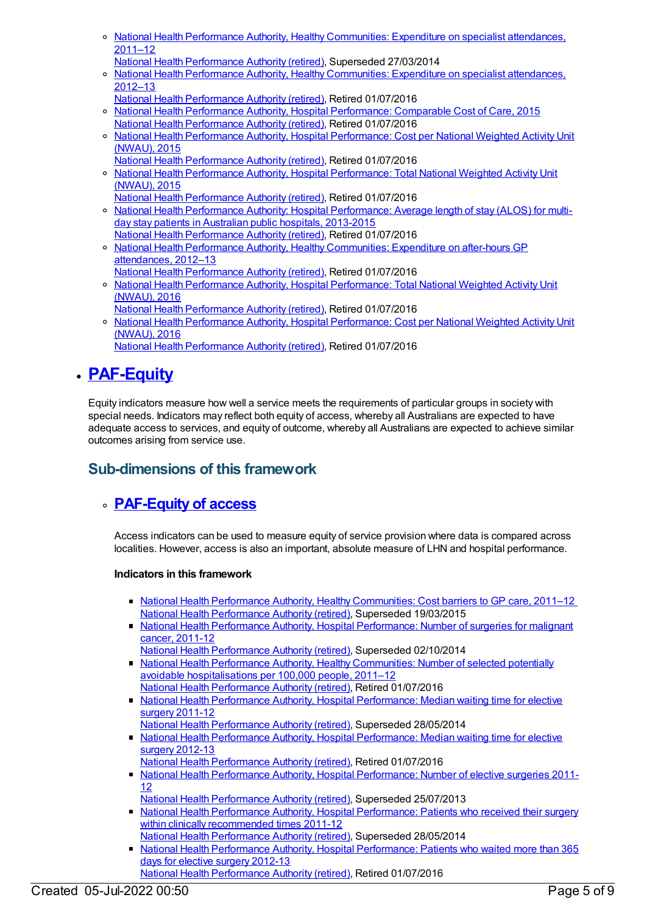- National Health Performance Authority, Healthy Communities: Expenditure on specialist attendances, 2011–12
  National Health Performance Authority (retired), Superseded 27/03/2014
- National Health Performance Authority, Healthy Communities: Expenditure on specialist attendances, 2012–13
  National Health Performance Authority (retired), Retired 01/07/2016
- National Health Performance Authority, Hospital Performance: Comparable Cost of Care, 2015
  National Health Performance Authority (retired), Retired 01/07/2016
- National Health Performance Authority, Hospital Performance: Cost per National Weighted Activity Unit (NWAU), 2015
  National Health Performance Authority (retired), Retired 01/07/2016
- National Health Performance Authority, Hospital Performance: Total National Weighted Activity Unit (NWAU), 2015
  National Health Performance Authority (retired), Retired 01/07/2016
- National Health Performance Authority: Hospital Performance: Average length of stay (ALOS) for multi-day stay patients in Australian public hospitals, 2013-2015
  National Health Performance Authority (retired), Retired 01/07/2016
- National Health Performance Authority, Healthy Communities: Expenditure on after-hours GP attendances, 2012–13
  National Health Performance Authority (retired), Retired 01/07/2016
- National Health Performance Authority, Hospital Performance: Total National Weighted Activity Unit (NWAU), 2016
  National Health Performance Authority (retired), Retired 01/07/2016
- National Health Performance Authority, Hospital Performance: Cost per National Weighted Activity Unit (NWAU), 2016
  National Health Performance Authority (retired), Retired 01/07/2016

# PAF-Equity

Equity indicators measure how well a service meets the requirements of particular groups in society with special needs. Indicators may reflect both equity of access, whereby all Australians are expected to have adequate access to services, and equity of outcome, whereby all Australians are expected to achieve similar outcomes arising from service use.

## Sub-dimensions of this framework

### PAF-Equity of access

Access indicators can be used to measure equity of service provision where data is compared across localities. However, access is also an important, absolute measure of LHN and hospital performance.

**Indicators in this framework**

- National Health Performance Authority, Healthy Communities: Cost barriers to GP care, 2011–12
  National Health Performance Authority (retired), Superseded 19/03/2015
- National Health Performance Authority, Hospital Performance: Number of surgeries for malignant cancer, 2011-12
  National Health Performance Authority (retired), Superseded 02/10/2014
- National Health Performance Authority, Healthy Communities: Number of selected potentially avoidable hospitalisations per 100,000 people, 2011–12
  National Health Performance Authority (retired), Retired 01/07/2016
- National Health Performance Authority, Hospital Performance: Median waiting time for elective surgery 2011-12
  National Health Performance Authority (retired), Superseded 28/05/2014
- National Health Performance Authority, Hospital Performance: Median waiting time for elective surgery 2012-13
  National Health Performance Authority (retired), Retired 01/07/2016
- National Health Performance Authority, Hospital Performance: Number of elective surgeries 2011-12
  National Health Performance Authority (retired), Superseded 25/07/2013
- National Health Performance Authority, Hospital Performance: Patients who received their surgery within clinically recommended times 2011-12
  National Health Performance Authority (retired), Superseded 28/05/2014
- National Health Performance Authority, Hospital Performance: Patients who waited more than 365 days for elective surgery 2012-13
  National Health Performance Authority (retired), Retired 01/07/2016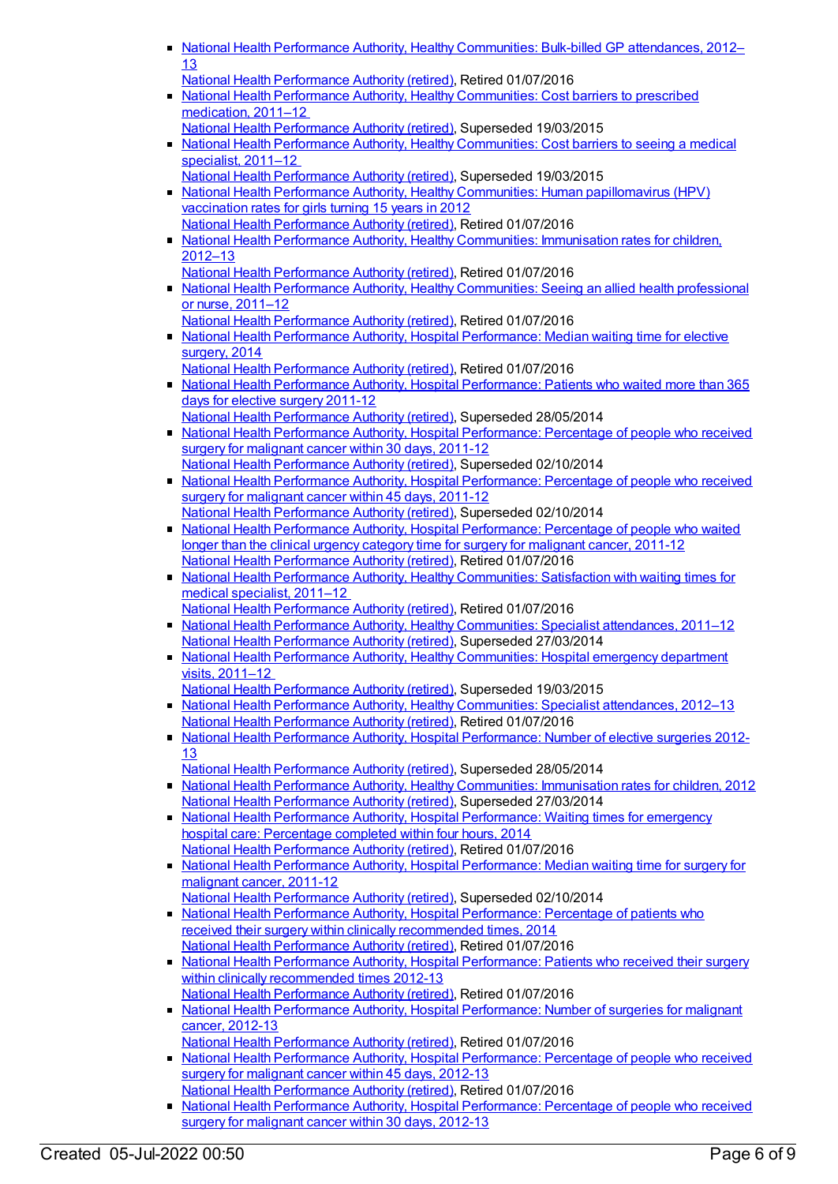- National Health Performance Authority, Healthy Communities: Bulk-billed GP attendances, 2012–13
  National Health Performance Authority (retired), Retired 01/07/2016
- National Health Performance Authority, Healthy Communities: Cost barriers to prescribed medication, 2011–12
  National Health Performance Authority (retired), Superseded 19/03/2015
- National Health Performance Authority, Healthy Communities: Cost barriers to seeing a medical specialist, 2011–12
  National Health Performance Authority (retired), Superseded 19/03/2015
- National Health Performance Authority, Healthy Communities: Human papillomavirus (HPV) vaccination rates for girls turning 15 years in 2012
  National Health Performance Authority (retired), Retired 01/07/2016
- National Health Performance Authority, Healthy Communities: Immunisation rates for children, 2012–13
  National Health Performance Authority (retired), Retired 01/07/2016
- National Health Performance Authority, Healthy Communities: Seeing an allied health professional or nurse, 2011–12
  National Health Performance Authority (retired), Retired 01/07/2016
- National Health Performance Authority, Hospital Performance: Median waiting time for elective surgery, 2014
  National Health Performance Authority (retired), Retired 01/07/2016
- National Health Performance Authority, Hospital Performance: Patients who waited more than 365 days for elective surgery 2011-12
  National Health Performance Authority (retired), Superseded 28/05/2014
- National Health Performance Authority, Hospital Performance: Percentage of people who received surgery for malignant cancer within 30 days, 2011-12
  National Health Performance Authority (retired), Superseded 02/10/2014
- National Health Performance Authority, Hospital Performance: Percentage of people who received surgery for malignant cancer within 45 days, 2011-12
  National Health Performance Authority (retired), Superseded 02/10/2014
- National Health Performance Authority, Hospital Performance: Percentage of people who waited longer than the clinical urgency category time for surgery for malignant cancer, 2011-12
  National Health Performance Authority (retired), Retired 01/07/2016
- National Health Performance Authority, Healthy Communities: Satisfaction with waiting times for medical specialist, 2011–12
  National Health Performance Authority (retired), Retired 01/07/2016
- National Health Performance Authority, Healthy Communities: Specialist attendances, 2011–12
  National Health Performance Authority (retired), Superseded 27/03/2014
- National Health Performance Authority, Healthy Communities: Hospital emergency department visits, 2011–12
  National Health Performance Authority (retired), Superseded 19/03/2015
- National Health Performance Authority, Healthy Communities: Specialist attendances, 2012–13
  National Health Performance Authority (retired), Retired 01/07/2016
- National Health Performance Authority, Hospital Performance: Number of elective surgeries 2012-13
  National Health Performance Authority (retired), Superseded 28/05/2014
- National Health Performance Authority, Healthy Communities: Immunisation rates for children, 2012
  National Health Performance Authority (retired), Superseded 27/03/2014
- National Health Performance Authority, Hospital Performance: Waiting times for emergency hospital care: Percentage completed within four hours, 2014
  National Health Performance Authority (retired), Retired 01/07/2016
- National Health Performance Authority, Hospital Performance: Median waiting time for surgery for malignant cancer, 2011-12
  National Health Performance Authority (retired), Superseded 02/10/2014
- National Health Performance Authority, Hospital Performance: Percentage of patients who received their surgery within clinically recommended times, 2014
  National Health Performance Authority (retired), Retired 01/07/2016
- National Health Performance Authority, Hospital Performance: Patients who received their surgery within clinically recommended times 2012-13
  National Health Performance Authority (retired), Retired 01/07/2016
- National Health Performance Authority, Hospital Performance: Number of surgeries for malignant cancer, 2012-13
  National Health Performance Authority (retired), Retired 01/07/2016
- National Health Performance Authority, Hospital Performance: Percentage of people who received surgery for malignant cancer within 45 days, 2012-13
  National Health Performance Authority (retired), Retired 01/07/2016
- National Health Performance Authority, Hospital Performance: Percentage of people who received surgery for malignant cancer within 30 days, 2012-13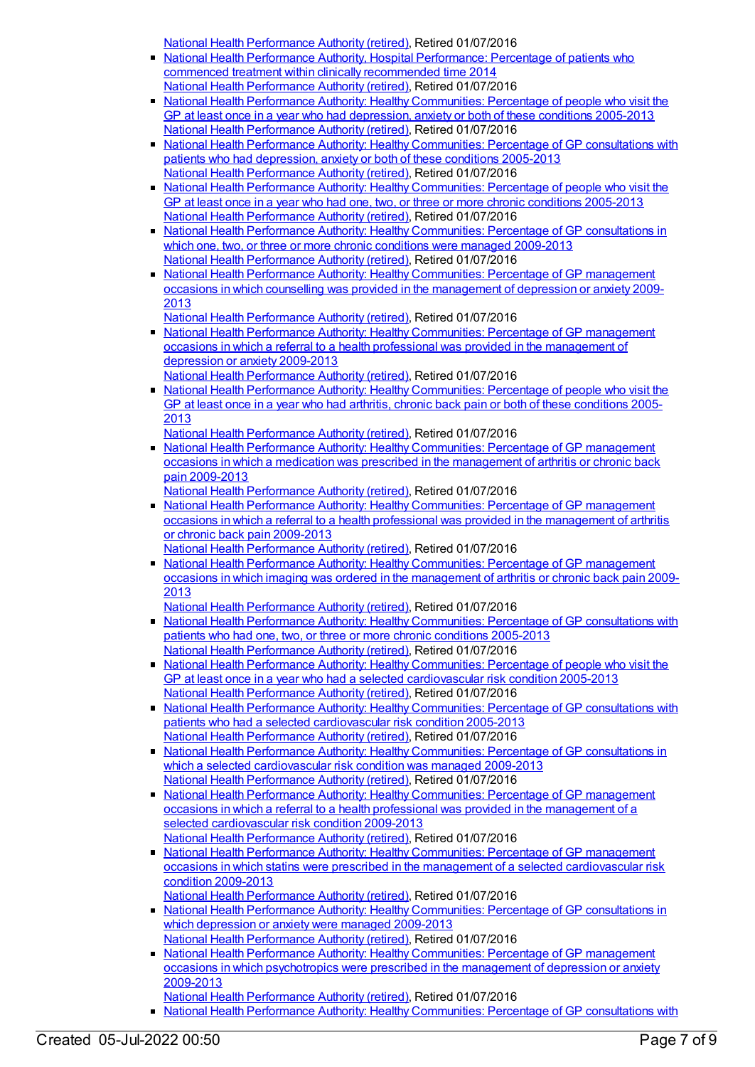National Health Performance Authority (retired), Retired 01/07/2016

- National Health Performance Authority, Hospital Performance: Percentage of patients who commenced treatment within clinically recommended time 2014
National Health Performance Authority (retired), Retired 01/07/2016
- National Health Performance Authority: Healthy Communities: Percentage of people who visit the GP at least once in a year who had depression, anxiety or both of these conditions 2005-2013
National Health Performance Authority (retired), Retired 01/07/2016
- National Health Performance Authority: Healthy Communities: Percentage of GP consultations with patients who had depression, anxiety or both of these conditions 2005-2013
National Health Performance Authority (retired), Retired 01/07/2016
- National Health Performance Authority: Healthy Communities: Percentage of people who visit the GP at least once in a year who had one, two, or three or more chronic conditions 2005-2013
National Health Performance Authority (retired), Retired 01/07/2016
- National Health Performance Authority: Healthy Communities: Percentage of GP consultations in which one, two, or three or more chronic conditions were managed 2009-2013
National Health Performance Authority (retired), Retired 01/07/2016
- National Health Performance Authority: Healthy Communities: Percentage of GP management occasions in which counselling was provided in the management of depression or anxiety 2009-2013
National Health Performance Authority (retired), Retired 01/07/2016
- National Health Performance Authority: Healthy Communities: Percentage of GP management occasions in which a referral to a health professional was provided in the management of depression or anxiety 2009-2013
National Health Performance Authority (retired), Retired 01/07/2016
- National Health Performance Authority: Healthy Communities: Percentage of people who visit the GP at least once in a year who had arthritis, chronic back pain or both of these conditions 2005-2013
National Health Performance Authority (retired), Retired 01/07/2016
- National Health Performance Authority: Healthy Communities: Percentage of GP management occasions in which a medication was prescribed in the management of arthritis or chronic back pain 2009-2013
National Health Performance Authority (retired), Retired 01/07/2016
- National Health Performance Authority: Healthy Communities: Percentage of GP management occasions in which a referral to a health professional was provided in the management of arthritis or chronic back pain 2009-2013
National Health Performance Authority (retired), Retired 01/07/2016
- National Health Performance Authority: Healthy Communities: Percentage of GP management occasions in which imaging was ordered in the management of arthritis or chronic back pain 2009-2013
National Health Performance Authority (retired), Retired 01/07/2016
- National Health Performance Authority: Healthy Communities: Percentage of GP consultations with patients who had one, two, or three or more chronic conditions 2005-2013
National Health Performance Authority (retired), Retired 01/07/2016
- National Health Performance Authority: Healthy Communities: Percentage of people who visit the GP at least once in a year who had a selected cardiovascular risk condition 2005-2013
National Health Performance Authority (retired), Retired 01/07/2016
- National Health Performance Authority: Healthy Communities: Percentage of GP consultations with patients who had a selected cardiovascular risk condition 2005-2013
National Health Performance Authority (retired), Retired 01/07/2016
- National Health Performance Authority: Healthy Communities: Percentage of GP consultations in which a selected cardiovascular risk condition was managed 2009-2013
National Health Performance Authority (retired), Retired 01/07/2016
- National Health Performance Authority: Healthy Communities: Percentage of GP management occasions in which a referral to a health professional was provided in the management of a selected cardiovascular risk condition 2009-2013
National Health Performance Authority (retired), Retired 01/07/2016
- National Health Performance Authority: Healthy Communities: Percentage of GP management occasions in which statins were prescribed in the management of a selected cardiovascular risk condition 2009-2013
National Health Performance Authority (retired), Retired 01/07/2016
- National Health Performance Authority: Healthy Communities: Percentage of GP consultations in which depression or anxiety were managed 2009-2013
National Health Performance Authority (retired), Retired 01/07/2016
- National Health Performance Authority: Healthy Communities: Percentage of GP management occasions in which psychotropics were prescribed in the management of depression or anxiety 2009-2013
National Health Performance Authority (retired), Retired 01/07/2016
- National Health Performance Authority: Healthy Communities: Percentage of GP consultations with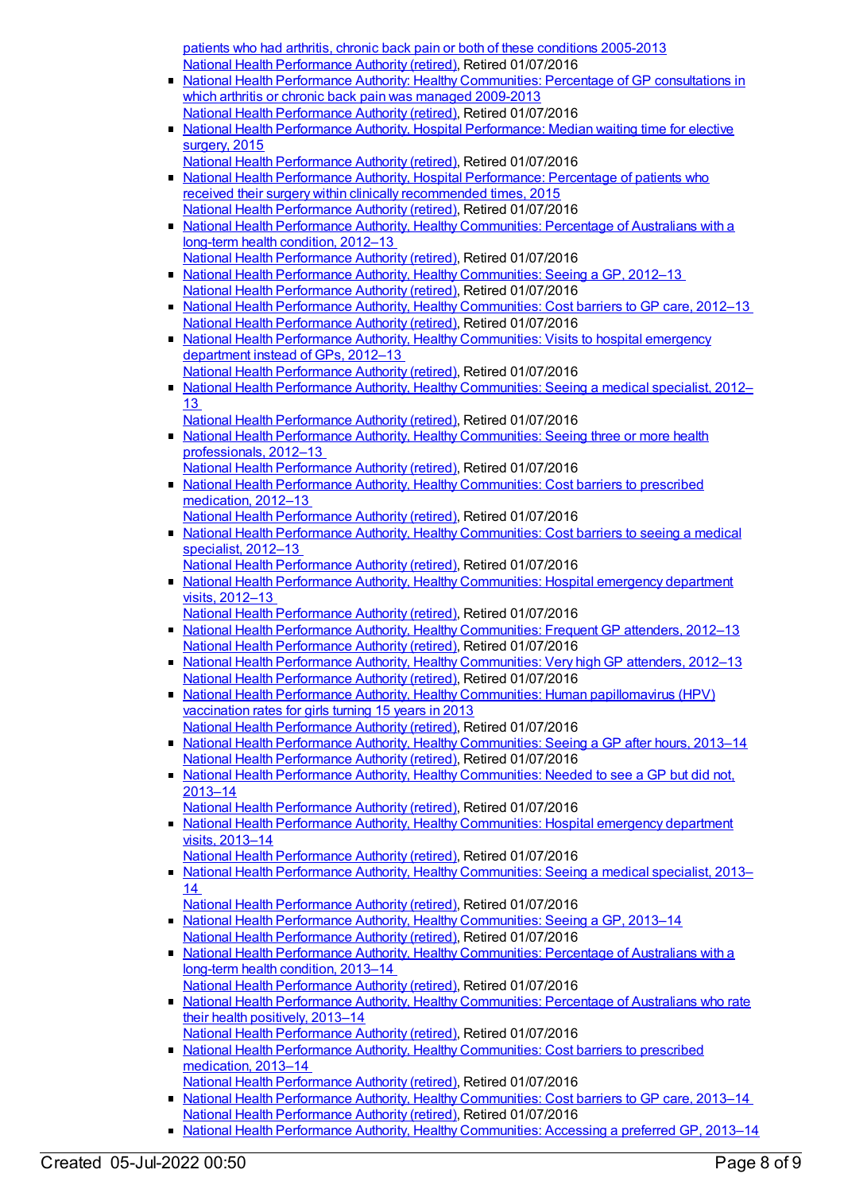patients who had arthritis, chronic back pain or both of these conditions 2005-2013
National Health Performance Authority (retired), Retired 01/07/2016

- National Health Performance Authority: Healthy Communities: Percentage of GP consultations in which arthritis or chronic back pain was managed 2009-2013
National Health Performance Authority (retired), Retired 01/07/2016
- National Health Performance Authority, Hospital Performance: Median waiting time for elective surgery, 2015
National Health Performance Authority (retired), Retired 01/07/2016
- National Health Performance Authority, Hospital Performance: Percentage of patients who received their surgery within clinically recommended times, 2015
National Health Performance Authority (retired), Retired 01/07/2016
- National Health Performance Authority, Healthy Communities: Percentage of Australians with a long-term health condition, 2012–13
National Health Performance Authority (retired), Retired 01/07/2016
- National Health Performance Authority, Healthy Communities: Seeing a GP, 2012–13
National Health Performance Authority (retired), Retired 01/07/2016
- National Health Performance Authority, Healthy Communities: Cost barriers to GP care, 2012–13
National Health Performance Authority (retired), Retired 01/07/2016
- National Health Performance Authority, Healthy Communities: Visits to hospital emergency department instead of GPs, 2012–13
National Health Performance Authority (retired), Retired 01/07/2016
- National Health Performance Authority, Healthy Communities: Seeing a medical specialist, 2012–13
National Health Performance Authority (retired), Retired 01/07/2016
- National Health Performance Authority, Healthy Communities: Seeing three or more health professionals, 2012–13
National Health Performance Authority (retired), Retired 01/07/2016
- National Health Performance Authority, Healthy Communities: Cost barriers to prescribed medication, 2012–13
National Health Performance Authority (retired), Retired 01/07/2016
- National Health Performance Authority, Healthy Communities: Cost barriers to seeing a medical specialist, 2012–13
National Health Performance Authority (retired), Retired 01/07/2016
- National Health Performance Authority, Healthy Communities: Hospital emergency department visits, 2012–13
National Health Performance Authority (retired), Retired 01/07/2016
- National Health Performance Authority, Healthy Communities: Frequent GP attenders, 2012–13
National Health Performance Authority (retired), Retired 01/07/2016
- National Health Performance Authority, Healthy Communities: Very high GP attenders, 2012–13
National Health Performance Authority (retired), Retired 01/07/2016
- National Health Performance Authority, Healthy Communities: Human papillomavirus (HPV) vaccination rates for girls turning 15 years in 2013
National Health Performance Authority (retired), Retired 01/07/2016
- National Health Performance Authority, Healthy Communities: Seeing a GP after hours, 2013–14
National Health Performance Authority (retired), Retired 01/07/2016
- National Health Performance Authority, Healthy Communities: Needed to see a GP but did not, 2013–14
National Health Performance Authority (retired), Retired 01/07/2016
- National Health Performance Authority, Healthy Communities: Hospital emergency department visits, 2013–14
National Health Performance Authority (retired), Retired 01/07/2016
- National Health Performance Authority, Healthy Communities: Seeing a medical specialist, 2013–14
National Health Performance Authority (retired), Retired 01/07/2016
- National Health Performance Authority, Healthy Communities: Seeing a GP, 2013–14
National Health Performance Authority (retired), Retired 01/07/2016
- National Health Performance Authority, Healthy Communities: Percentage of Australians with a long-term health condition, 2013–14
National Health Performance Authority (retired), Retired 01/07/2016
- National Health Performance Authority, Healthy Communities: Percentage of Australians who rate their health positively, 2013–14
National Health Performance Authority (retired), Retired 01/07/2016
- National Health Performance Authority, Healthy Communities: Cost barriers to prescribed medication, 2013–14
National Health Performance Authority (retired), Retired 01/07/2016
- National Health Performance Authority, Healthy Communities: Cost barriers to GP care, 2013–14
National Health Performance Authority (retired), Retired 01/07/2016
- National Health Performance Authority, Healthy Communities: Accessing a preferred GP, 2013–14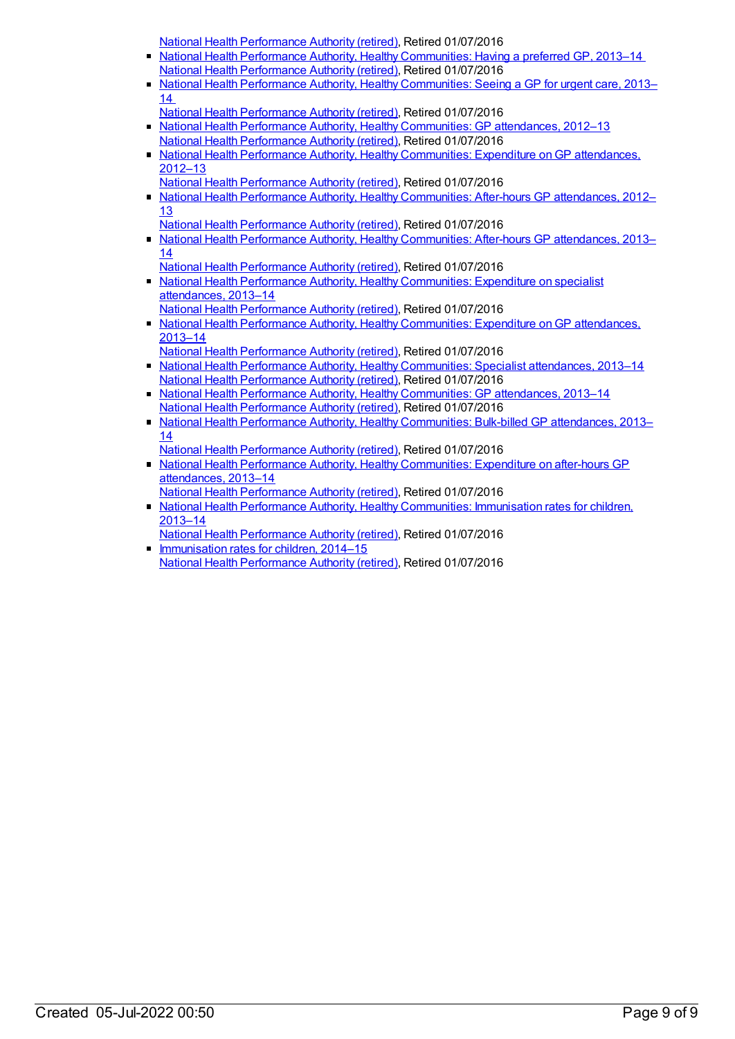National Health Performance Authority (retired), Retired 01/07/2016

- National Health Performance Authority, Healthy Communities: Having a preferred GP, 2013–14
  National Health Performance Authority (retired), Retired 01/07/2016
- National Health Performance Authority, Healthy Communities: Seeing a GP for urgent care, 2013–14
  National Health Performance Authority (retired), Retired 01/07/2016
- National Health Performance Authority, Healthy Communities: GP attendances, 2012–13
  National Health Performance Authority (retired), Retired 01/07/2016
- National Health Performance Authority, Healthy Communities: Expenditure on GP attendances, 2012–13
  National Health Performance Authority (retired), Retired 01/07/2016
- National Health Performance Authority, Healthy Communities: After-hours GP attendances, 2012–13
  National Health Performance Authority (retired), Retired 01/07/2016
- National Health Performance Authority, Healthy Communities: After-hours GP attendances, 2013–14
  National Health Performance Authority (retired), Retired 01/07/2016
- National Health Performance Authority, Healthy Communities: Expenditure on specialist attendances, 2013–14
  National Health Performance Authority (retired), Retired 01/07/2016
- National Health Performance Authority, Healthy Communities: Expenditure on GP attendances, 2013–14
  National Health Performance Authority (retired), Retired 01/07/2016
- National Health Performance Authority, Healthy Communities: Specialist attendances, 2013–14
  National Health Performance Authority (retired), Retired 01/07/2016
- National Health Performance Authority, Healthy Communities: GP attendances, 2013–14
  National Health Performance Authority (retired), Retired 01/07/2016
- National Health Performance Authority, Healthy Communities: Bulk-billed GP attendances, 2013–14
  National Health Performance Authority (retired), Retired 01/07/2016
- National Health Performance Authority, Healthy Communities: Expenditure on after-hours GP attendances, 2013–14
  National Health Performance Authority (retired), Retired 01/07/2016
- National Health Performance Authority, Healthy Communities: Immunisation rates for children, 2013–14
  National Health Performance Authority (retired), Retired 01/07/2016
- Immunisation rates for children, 2014–15
  National Health Performance Authority (retired), Retired 01/07/2016